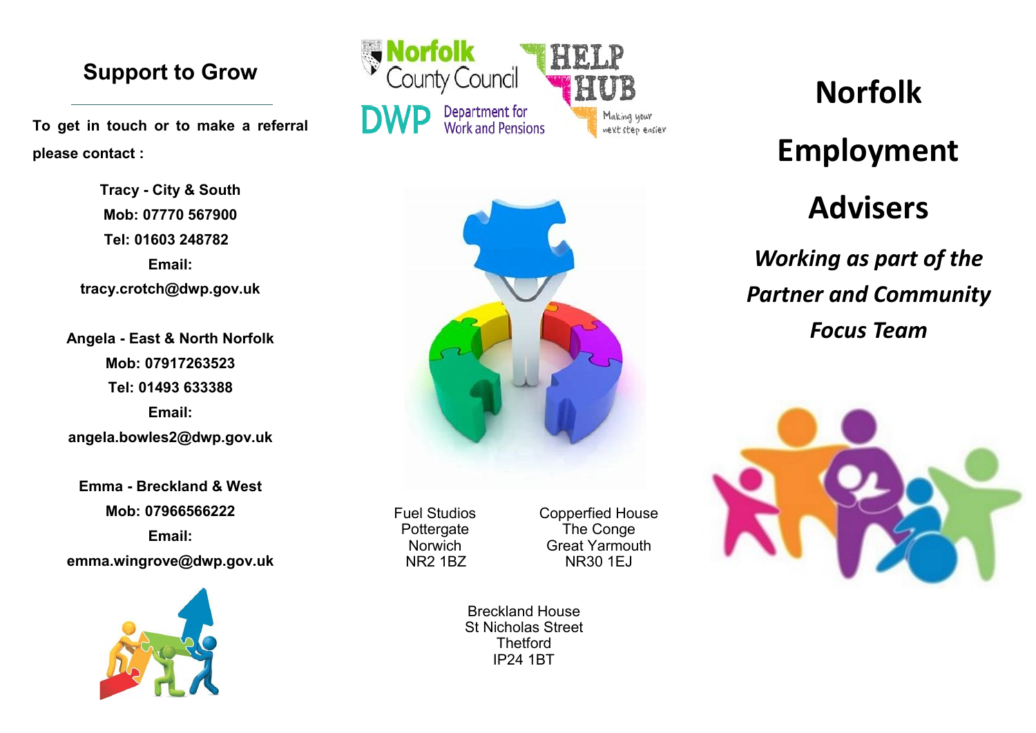## Support to Grow

To get in touch or to make a referral please contact :

**Tracy - City & South**
**Mob: 07770 567900**
**Tel: 01603 248782**
**Email:**
**tracy.crotch@dwp.gov.uk**

**Angela - East & North Norfolk**
**Mob: 07917263523**
**Tel: 01493 633388**
**Email:**
**angela.bowles2@dwp.gov.uk**

**Emma - Breckland & West**
**Mob: 07966566222**
**Email:**
**emma.wingrove@dwp.gov.uk**

Norfolk County Council
DWP Department for Work and Pensions
HELP HUB Making your next step easier

Fuel Studios
Pottergate
Norwich
NR2 1BZ

Copperfied House
The Conge
Great Yarmouth
NR30 1EJ

Breckland House
St Nicholas Street
Thetford
IP24 1BT

# Norfolk Employment Advisers

***Working as part of the Partner and Community Focus Team***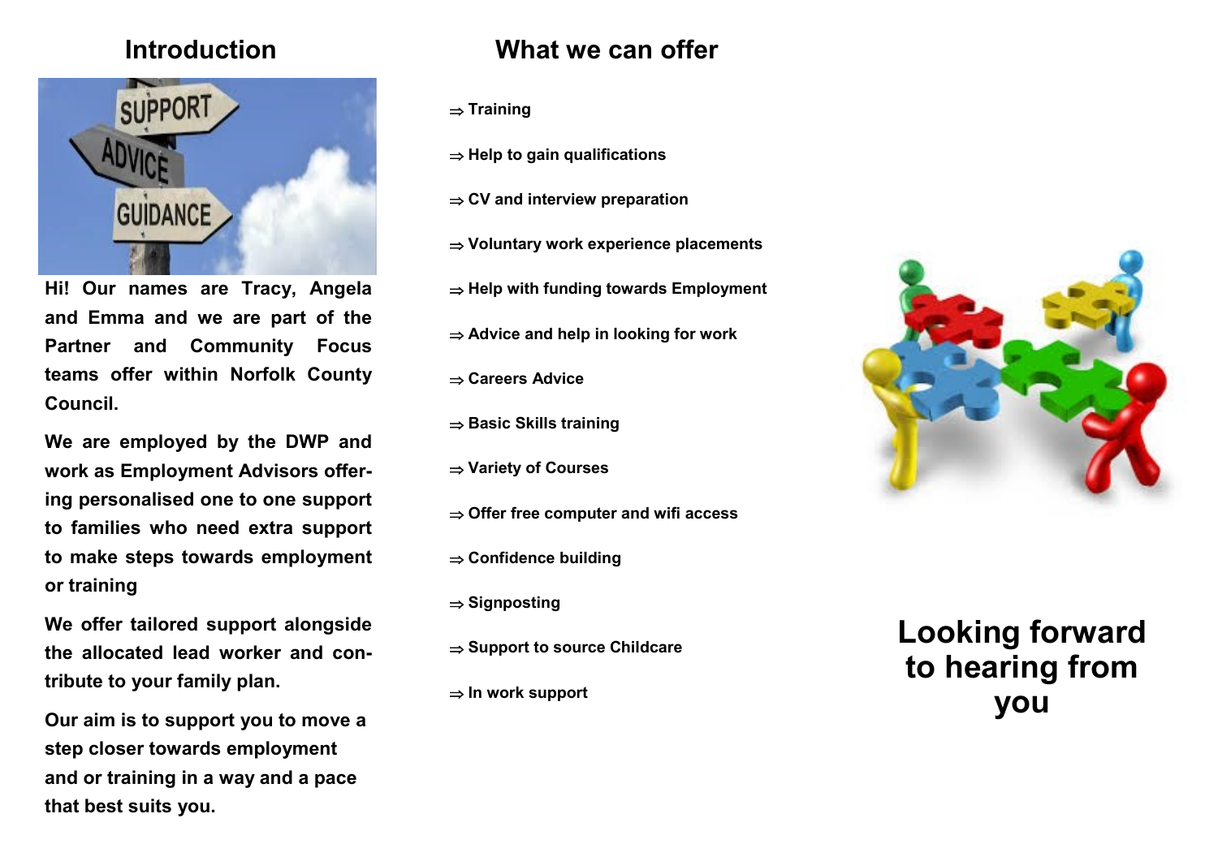## Introduction

Hi! Our names are Tracy, Angela and Emma and we are part of the Partner and Community Focus teams offer within Norfolk County Council.

We are employed by the DWP and work as Employment Advisors offering personalised one to one support to families who need extra support to make steps towards employment or training

We offer tailored support alongside the allocated lead worker and contribute to your family plan.

Our aim is to support you to move a step closer towards employment and or training in a way and a pace that best suits you.

## What we can offer

- Training
- Help to gain qualifications
- CV and interview preparation
- Voluntary work experience placements
- Help with funding towards Employment
- Advice and help in looking for work
- Careers Advice
- Basic Skills training
- Variety of Courses
- Offer free computer and wifi access
- Confidence building
- Signposting
- Support to source Childcare
- In work support

# Looking forward to hearing from you